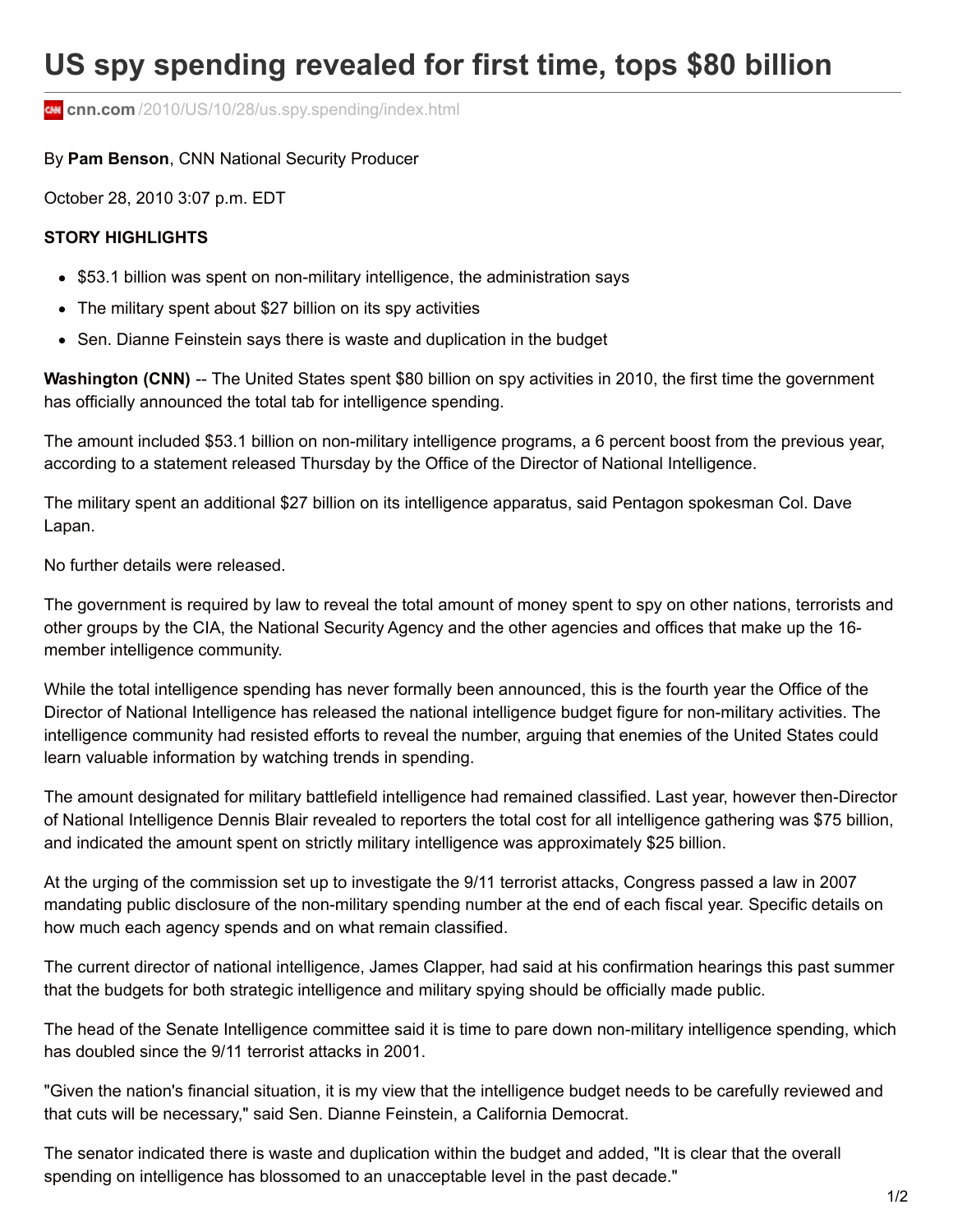# US spy spending revealed for first time, tops $80 billion

cnn.com /2010/US/10/28/us.spy.spending/index.html

By **Pam Benson**, CNN National Security Producer

October 28, 2010 3:07 p.m. EDT

**STORY HIGHLIGHTS**

- $53.1 billion was spent on non-military intelligence, the administration says
- The military spent about $27 billion on its spy activities
- Sen. Dianne Feinstein says there is waste and duplication in the budget

**Washington (CNN)** -- The United States spent $80 billion on spy activities in 2010, the first time the government has officially announced the total tab for intelligence spending.

The amount included $53.1 billion on non-military intelligence programs, a 6 percent boost from the previous year, according to a statement released Thursday by the Office of the Director of National Intelligence.

The military spent an additional $27 billion on its intelligence apparatus, said Pentagon spokesman Col. Dave Lapan.

No further details were released.

The government is required by law to reveal the total amount of money spent to spy on other nations, terrorists and other groups by the CIA, the National Security Agency and the other agencies and offices that make up the 16-member intelligence community.

While the total intelligence spending has never formally been announced, this is the fourth year the Office of the Director of National Intelligence has released the national intelligence budget figure for non-military activities. The intelligence community had resisted efforts to reveal the number, arguing that enemies of the United States could learn valuable information by watching trends in spending.

The amount designated for military battlefield intelligence had remained classified. Last year, however then-Director of National Intelligence Dennis Blair revealed to reporters the total cost for all intelligence gathering was $75 billion, and indicated the amount spent on strictly military intelligence was approximately $25 billion.

At the urging of the commission set up to investigate the 9/11 terrorist attacks, Congress passed a law in 2007 mandating public disclosure of the non-military spending number at the end of each fiscal year. Specific details on how much each agency spends and on what remain classified.

The current director of national intelligence, James Clapper, had said at his confirmation hearings this past summer that the budgets for both strategic intelligence and military spying should be officially made public.

The head of the Senate Intelligence committee said it is time to pare down non-military intelligence spending, which has doubled since the 9/11 terrorist attacks in 2001.

"Given the nation's financial situation, it is my view that the intelligence budget needs to be carefully reviewed and that cuts will be necessary," said Sen. Dianne Feinstein, a California Democrat.

The senator indicated there is waste and duplication within the budget and added, "It is clear that the overall spending on intelligence has blossomed to an unacceptable level in the past decade."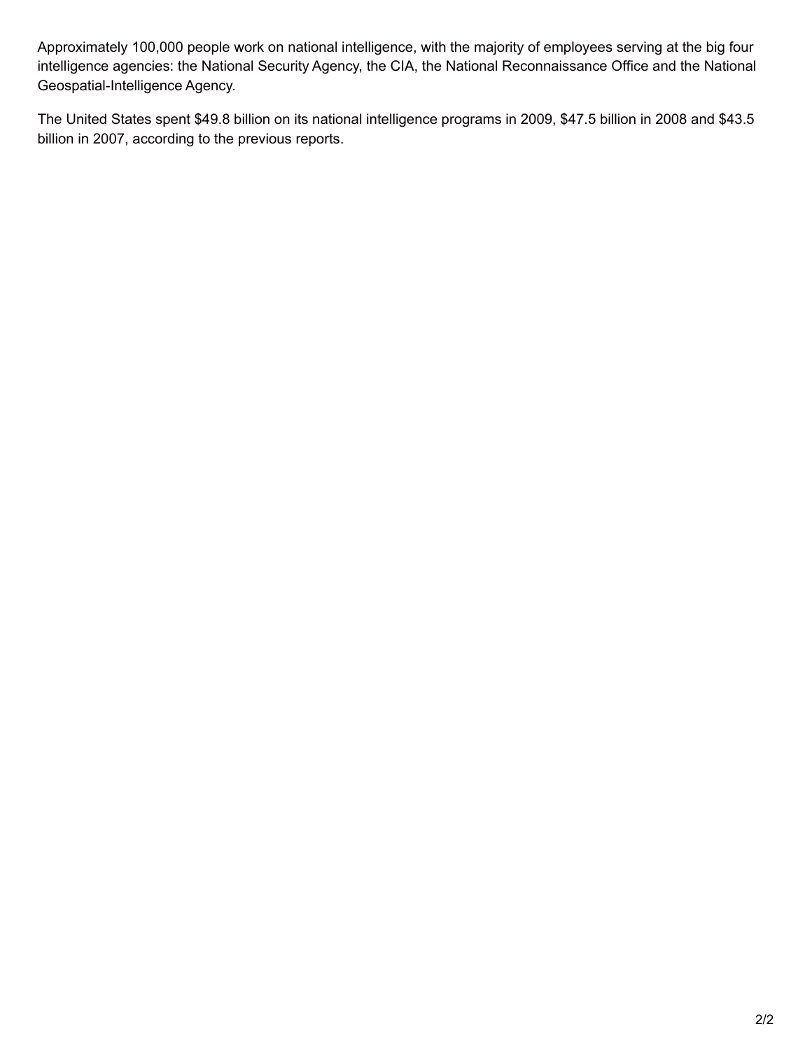Approximately 100,000 people work on national intelligence, with the majority of employees serving at the big four intelligence agencies: the National Security Agency, the CIA, the National Reconnaissance Office and the National Geospatial-Intelligence Agency.

The United States spent $49.8 billion on its national intelligence programs in 2009, $47.5 billion in 2008 and $43.5 billion in 2007, according to the previous reports.